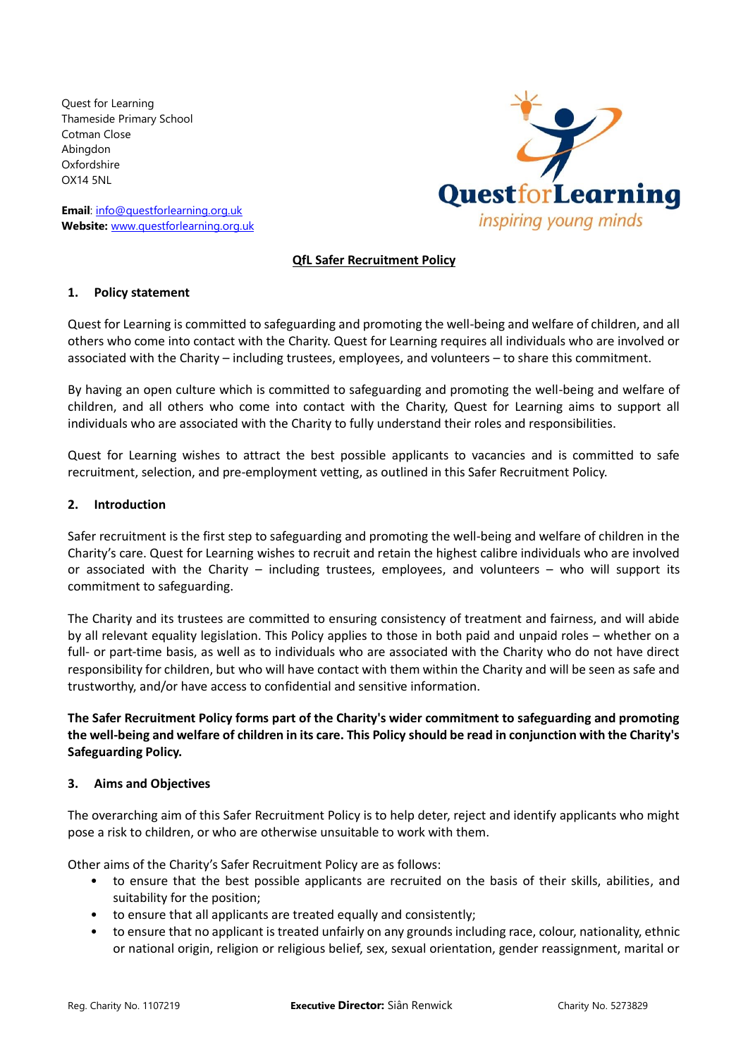Quest for Learning
Thameside Primary School
Cotman Close
Abingdon
Oxfordshire
OX14 5NL

**Email**: info@questforlearning.org.uk
**Website:** www.questforlearning.org.uk

# QfL Safer Recruitment Policy

## 1. Policy statement

Quest for Learning is committed to safeguarding and promoting the well-being and welfare of children, and all others who come into contact with the Charity. Quest for Learning requires all individuals who are involved or associated with the Charity – including trustees, employees, and volunteers – to share this commitment.

By having an open culture which is committed to safeguarding and promoting the well-being and welfare of children, and all others who come into contact with the Charity, Quest for Learning aims to support all individuals who are associated with the Charity to fully understand their roles and responsibilities.

Quest for Learning wishes to attract the best possible applicants to vacancies and is committed to safe recruitment, selection, and pre-employment vetting, as outlined in this Safer Recruitment Policy.

## 2. Introduction

Safer recruitment is the first step to safeguarding and promoting the well-being and welfare of children in the Charity's care. Quest for Learning wishes to recruit and retain the highest calibre individuals who are involved or associated with the Charity – including trustees, employees, and volunteers – who will support its commitment to safeguarding.

The Charity and its trustees are committed to ensuring consistency of treatment and fairness, and will abide by all relevant equality legislation. This Policy applies to those in both paid and unpaid roles – whether on a full- or part-time basis, as well as to individuals who are associated with the Charity who do not have direct responsibility for children, but who will have contact with them within the Charity and will be seen as safe and trustworthy, and/or have access to confidential and sensitive information.

**The Safer Recruitment Policy forms part of the Charity's wider commitment to safeguarding and promoting the well-being and welfare of children in its care. This Policy should be read in conjunction with the Charity's Safeguarding Policy.**

## 3. Aims and Objectives

The overarching aim of this Safer Recruitment Policy is to help deter, reject and identify applicants who might pose a risk to children, or who are otherwise unsuitable to work with them.

Other aims of the Charity's Safer Recruitment Policy are as follows:

- to ensure that the best possible applicants are recruited on the basis of their skills, abilities, and suitability for the position;
- to ensure that all applicants are treated equally and consistently;
- to ensure that no applicant is treated unfairly on any grounds including race, colour, nationality, ethnic or national origin, religion or religious belief, sex, sexual orientation, gender reassignment, marital or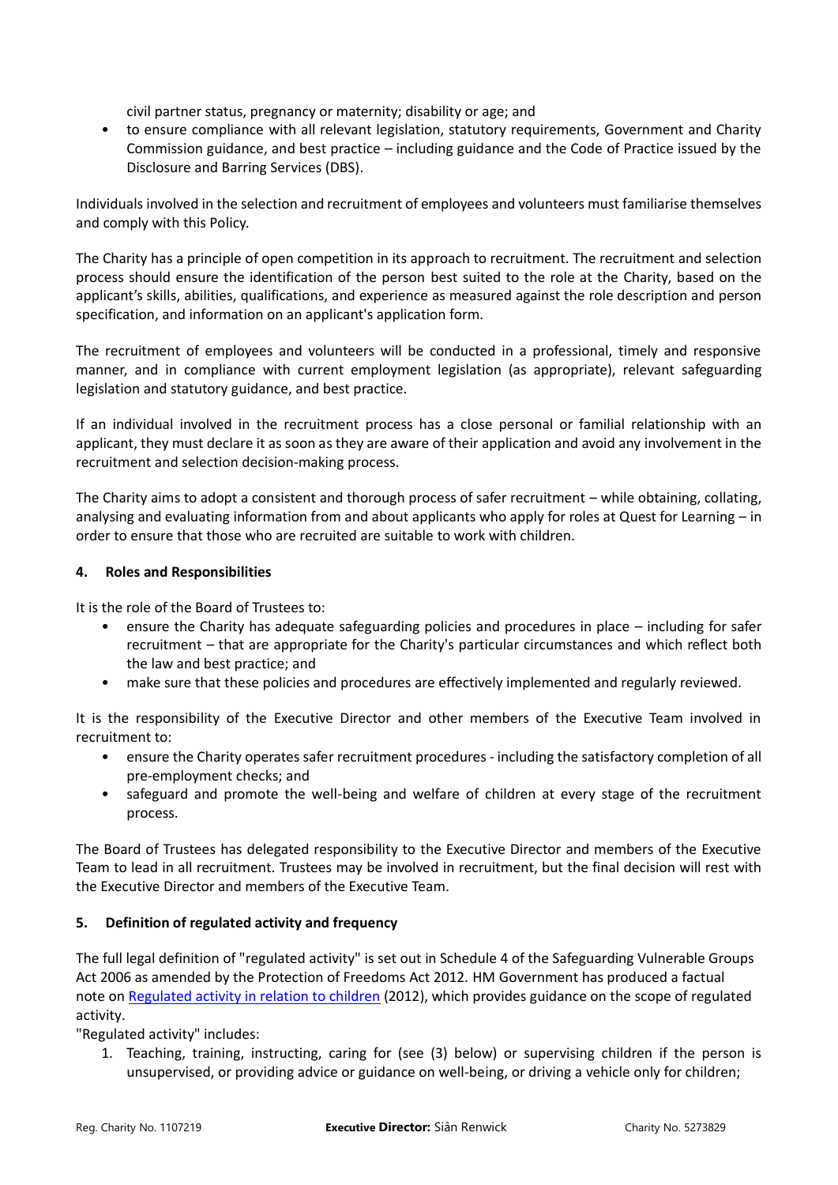civil partner status, pregnancy or maternity; disability or age; and

- to ensure compliance with all relevant legislation, statutory requirements, Government and Charity Commission guidance, and best practice – including guidance and the Code of Practice issued by the Disclosure and Barring Services (DBS).

Individuals involved in the selection and recruitment of employees and volunteers must familiarise themselves and comply with this Policy.

The Charity has a principle of open competition in its approach to recruitment. The recruitment and selection process should ensure the identification of the person best suited to the role at the Charity, based on the applicant's skills, abilities, qualifications, and experience as measured against the role description and person specification, and information on an applicant's application form.

The recruitment of employees and volunteers will be conducted in a professional, timely and responsive manner, and in compliance with current employment legislation (as appropriate), relevant safeguarding legislation and statutory guidance, and best practice.

If an individual involved in the recruitment process has a close personal or familial relationship with an applicant, they must declare it as soon as they are aware of their application and avoid any involvement in the recruitment and selection decision-making process.

The Charity aims to adopt a consistent and thorough process of safer recruitment – while obtaining, collating, analysing and evaluating information from and about applicants who apply for roles at Quest for Learning – in order to ensure that those who are recruited are suitable to work with children.

## 4. Roles and Responsibilities

It is the role of the Board of Trustees to:

- ensure the Charity has adequate safeguarding policies and procedures in place – including for safer recruitment – that are appropriate for the Charity's particular circumstances and which reflect both the law and best practice; and
- make sure that these policies and procedures are effectively implemented and regularly reviewed.

It is the responsibility of the Executive Director and other members of the Executive Team involved in recruitment to:

- ensure the Charity operates safer recruitment procedures - including the satisfactory completion of all pre-employment checks; and
- safeguard and promote the well-being and welfare of children at every stage of the recruitment process.

The Board of Trustees has delegated responsibility to the Executive Director and members of the Executive Team to lead in all recruitment. Trustees may be involved in recruitment, but the final decision will rest with the Executive Director and members of the Executive Team.

## 5. Definition of regulated activity and frequency

The full legal definition of "regulated activity" is set out in Schedule 4 of the Safeguarding Vulnerable Groups Act 2006 as amended by the Protection of Freedoms Act 2012. HM Government has produced a factual note on [Regulated activity in relation to children](#) (2012), which provides guidance on the scope of regulated activity.

"Regulated activity" includes:

1. Teaching, training, instructing, caring for (see (3) below) or supervising children if the person is unsupervised, or providing advice or guidance on well-being, or driving a vehicle only for children;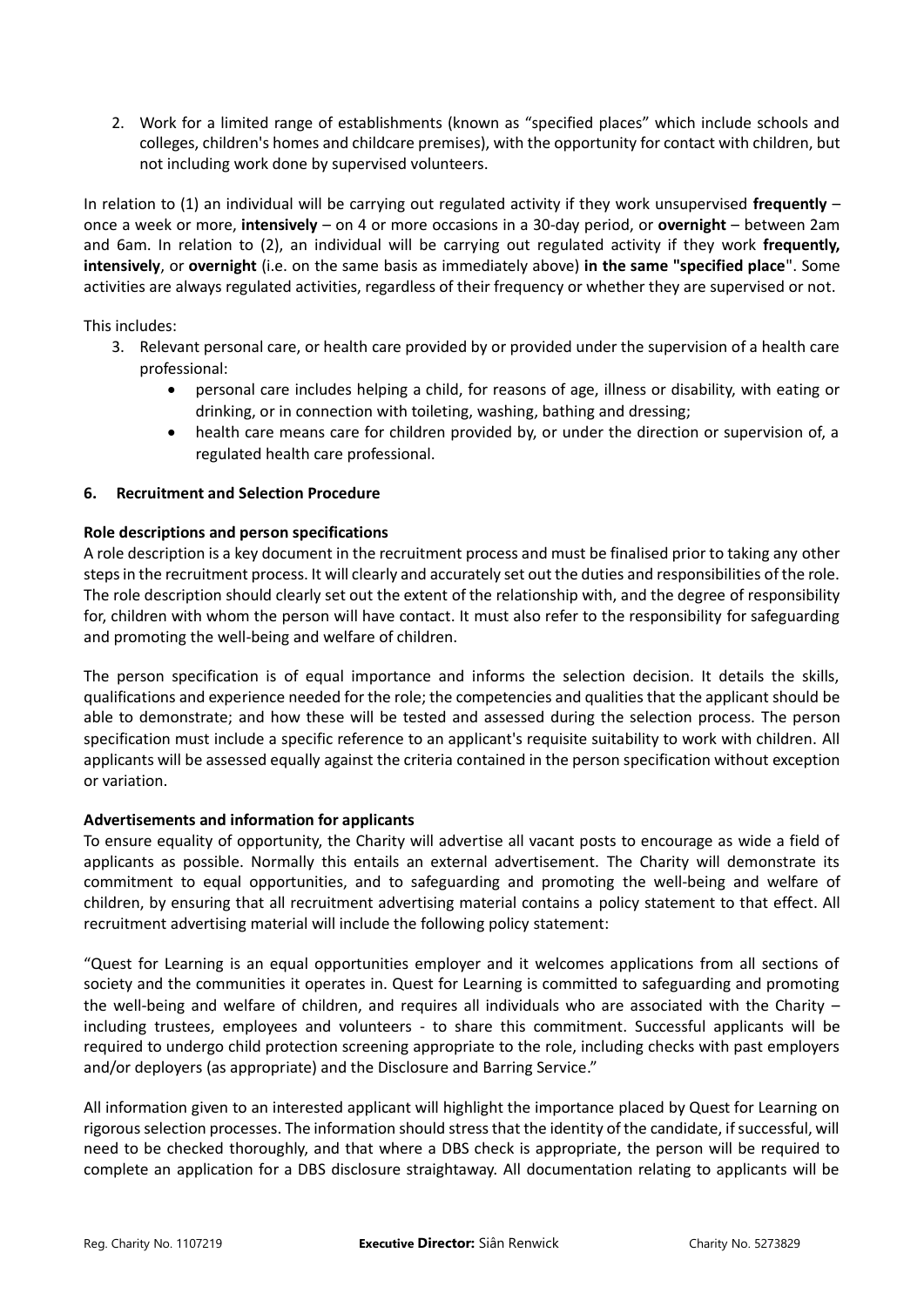2. Work for a limited range of establishments (known as "specified places" which include schools and colleges, children's homes and childcare premises), with the opportunity for contact with children, but not including work done by supervised volunteers.

In relation to (1) an individual will be carrying out regulated activity if they work unsupervised **frequently** – once a week or more, **intensively** – on 4 or more occasions in a 30-day period, or **overnight** – between 2am and 6am. In relation to (2), an individual will be carrying out regulated activity if they work **frequently, intensively**, or **overnight** (i.e. on the same basis as immediately above) **in the same "specified place**". Some activities are always regulated activities, regardless of their frequency or whether they are supervised or not.

This includes:

3. Relevant personal care, or health care provided by or provided under the supervision of a health care professional:
   - personal care includes helping a child, for reasons of age, illness or disability, with eating or drinking, or in connection with toileting, washing, bathing and dressing;
   - health care means care for children provided by, or under the direction or supervision of, a regulated health care professional.

## 6. Recruitment and Selection Procedure

**Role descriptions and person specifications**

A role description is a key document in the recruitment process and must be finalised prior to taking any other steps in the recruitment process. It will clearly and accurately set out the duties and responsibilities of the role. The role description should clearly set out the extent of the relationship with, and the degree of responsibility for, children with whom the person will have contact. It must also refer to the responsibility for safeguarding and promoting the well-being and welfare of children.

The person specification is of equal importance and informs the selection decision. It details the skills, qualifications and experience needed for the role; the competencies and qualities that the applicant should be able to demonstrate; and how these will be tested and assessed during the selection process. The person specification must include a specific reference to an applicant's requisite suitability to work with children. All applicants will be assessed equally against the criteria contained in the person specification without exception or variation.

**Advertisements and information for applicants**

To ensure equality of opportunity, the Charity will advertise all vacant posts to encourage as wide a field of applicants as possible. Normally this entails an external advertisement. The Charity will demonstrate its commitment to equal opportunities, and to safeguarding and promoting the well-being and welfare of children, by ensuring that all recruitment advertising material contains a policy statement to that effect. All recruitment advertising material will include the following policy statement:

"Quest for Learning is an equal opportunities employer and it welcomes applications from all sections of society and the communities it operates in. Quest for Learning is committed to safeguarding and promoting the well-being and welfare of children, and requires all individuals who are associated with the Charity – including trustees, employees and volunteers - to share this commitment. Successful applicants will be required to undergo child protection screening appropriate to the role, including checks with past employers and/or deployers (as appropriate) and the Disclosure and Barring Service."

All information given to an interested applicant will highlight the importance placed by Quest for Learning on rigorous selection processes. The information should stress that the identity of the candidate, if successful, will need to be checked thoroughly, and that where a DBS check is appropriate, the person will be required to complete an application for a DBS disclosure straightaway. All documentation relating to applicants will be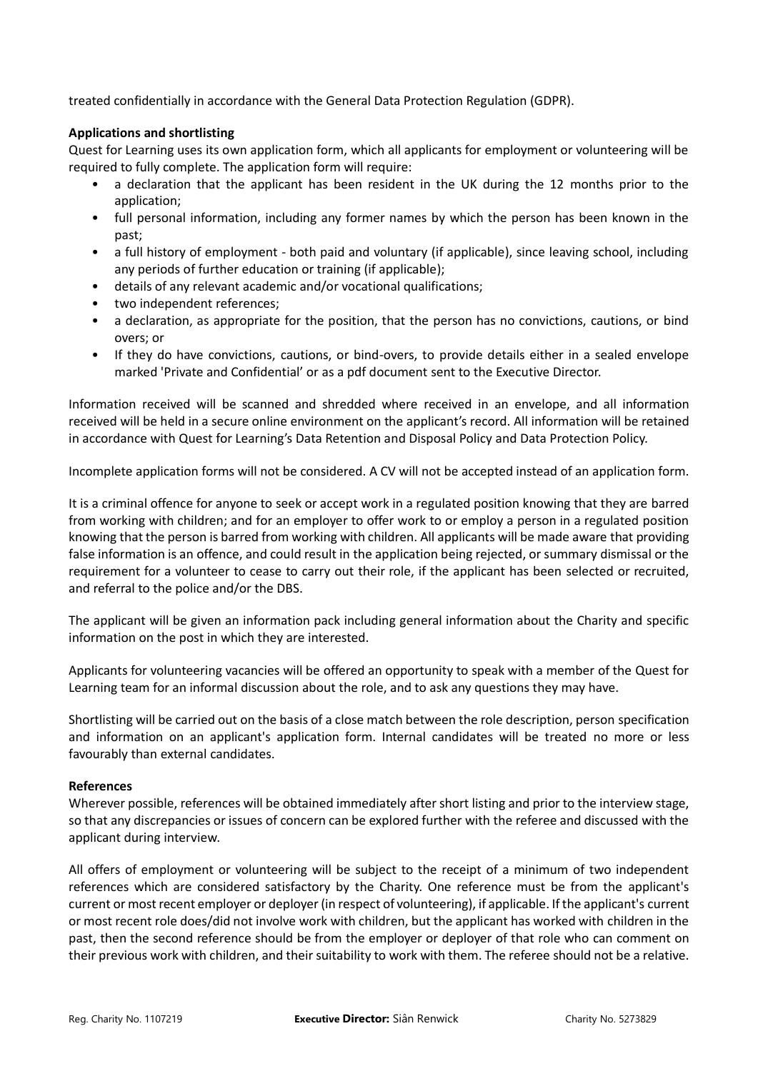treated confidentially in accordance with the General Data Protection Regulation (GDPR).

**Applications and shortlisting**

Quest for Learning uses its own application form, which all applicants for employment or volunteering will be required to fully complete. The application form will require:

- a declaration that the applicant has been resident in the UK during the 12 months prior to the application;
- full personal information, including any former names by which the person has been known in the past;
- a full history of employment - both paid and voluntary (if applicable), since leaving school, including any periods of further education or training (if applicable);
- details of any relevant academic and/or vocational qualifications;
- two independent references;
- a declaration, as appropriate for the position, that the person has no convictions, cautions, or bind overs; or
- If they do have convictions, cautions, or bind-overs, to provide details either in a sealed envelope marked 'Private and Confidential' or as a pdf document sent to the Executive Director.

Information received will be scanned and shredded where received in an envelope, and all information received will be held in a secure online environment on the applicant's record. All information will be retained in accordance with Quest for Learning's Data Retention and Disposal Policy and Data Protection Policy.

Incomplete application forms will not be considered. A CV will not be accepted instead of an application form.

It is a criminal offence for anyone to seek or accept work in a regulated position knowing that they are barred from working with children; and for an employer to offer work to or employ a person in a regulated position knowing that the person is barred from working with children. All applicants will be made aware that providing false information is an offence, and could result in the application being rejected, or summary dismissal or the requirement for a volunteer to cease to carry out their role, if the applicant has been selected or recruited, and referral to the police and/or the DBS.

The applicant will be given an information pack including general information about the Charity and specific information on the post in which they are interested.

Applicants for volunteering vacancies will be offered an opportunity to speak with a member of the Quest for Learning team for an informal discussion about the role, and to ask any questions they may have.

Shortlisting will be carried out on the basis of a close match between the role description, person specification and information on an applicant's application form. Internal candidates will be treated no more or less favourably than external candidates.

**References**

Wherever possible, references will be obtained immediately after short listing and prior to the interview stage, so that any discrepancies or issues of concern can be explored further with the referee and discussed with the applicant during interview.

All offers of employment or volunteering will be subject to the receipt of a minimum of two independent references which are considered satisfactory by the Charity. One reference must be from the applicant's current or most recent employer or deployer (in respect of volunteering), if applicable. If the applicant's current or most recent role does/did not involve work with children, but the applicant has worked with children in the past, then the second reference should be from the employer or deployer of that role who can comment on their previous work with children, and their suitability to work with them. The referee should not be a relative.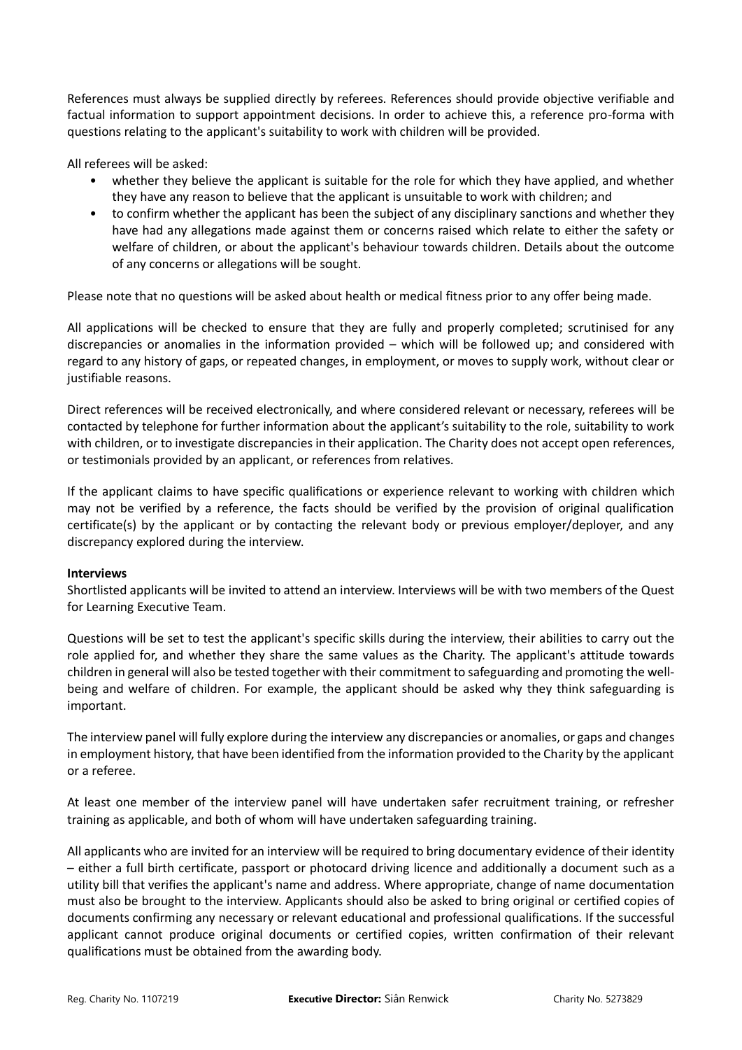References must always be supplied directly by referees. References should provide objective verifiable and factual information to support appointment decisions. In order to achieve this, a reference pro-forma with questions relating to the applicant's suitability to work with children will be provided.

All referees will be asked:

- whether they believe the applicant is suitable for the role for which they have applied, and whether they have any reason to believe that the applicant is unsuitable to work with children; and
- to confirm whether the applicant has been the subject of any disciplinary sanctions and whether they have had any allegations made against them or concerns raised which relate to either the safety or welfare of children, or about the applicant's behaviour towards children. Details about the outcome of any concerns or allegations will be sought.

Please note that no questions will be asked about health or medical fitness prior to any offer being made.

All applications will be checked to ensure that they are fully and properly completed; scrutinised for any discrepancies or anomalies in the information provided – which will be followed up; and considered with regard to any history of gaps, or repeated changes, in employment, or moves to supply work, without clear or justifiable reasons.

Direct references will be received electronically, and where considered relevant or necessary, referees will be contacted by telephone for further information about the applicant's suitability to the role, suitability to work with children, or to investigate discrepancies in their application. The Charity does not accept open references, or testimonials provided by an applicant, or references from relatives.

If the applicant claims to have specific qualifications or experience relevant to working with children which may not be verified by a reference, the facts should be verified by the provision of original qualification certificate(s) by the applicant or by contacting the relevant body or previous employer/deployer, and any discrepancy explored during the interview.

**Interviews**

Shortlisted applicants will be invited to attend an interview. Interviews will be with two members of the Quest for Learning Executive Team.

Questions will be set to test the applicant's specific skills during the interview, their abilities to carry out the role applied for, and whether they share the same values as the Charity. The applicant's attitude towards children in general will also be tested together with their commitment to safeguarding and promoting the well-being and welfare of children. For example, the applicant should be asked why they think safeguarding is important.

The interview panel will fully explore during the interview any discrepancies or anomalies, or gaps and changes in employment history, that have been identified from the information provided to the Charity by the applicant or a referee.

At least one member of the interview panel will have undertaken safer recruitment training, or refresher training as applicable, and both of whom will have undertaken safeguarding training.

All applicants who are invited for an interview will be required to bring documentary evidence of their identity – either a full birth certificate, passport or photocard driving licence and additionally a document such as a utility bill that verifies the applicant's name and address. Where appropriate, change of name documentation must also be brought to the interview. Applicants should also be asked to bring original or certified copies of documents confirming any necessary or relevant educational and professional qualifications. If the successful applicant cannot produce original documents or certified copies, written confirmation of their relevant qualifications must be obtained from the awarding body.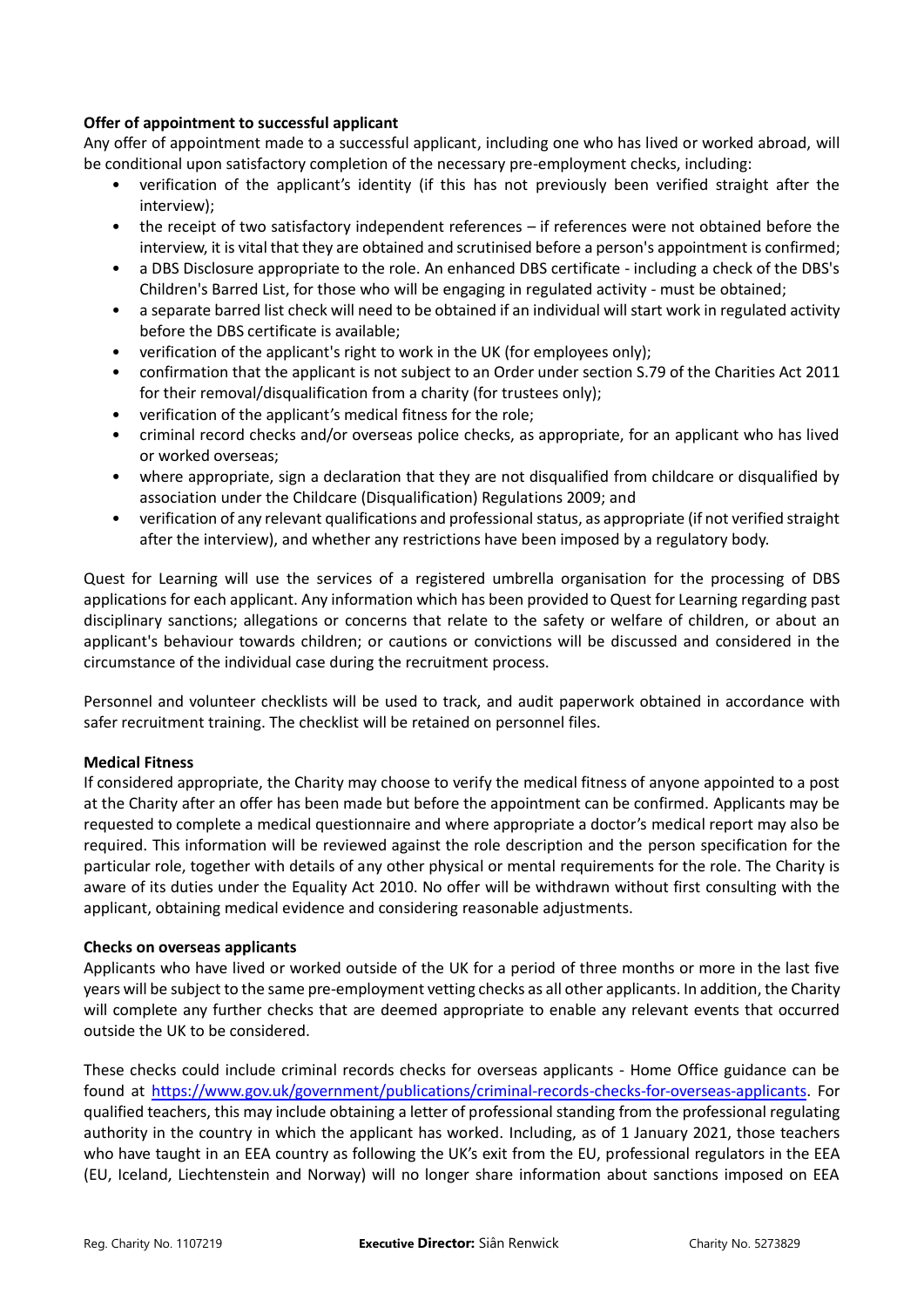**Offer of appointment to successful applicant**

Any offer of appointment made to a successful applicant, including one who has lived or worked abroad, will be conditional upon satisfactory completion of the necessary pre-employment checks, including:

- verification of the applicant's identity (if this has not previously been verified straight after the interview);
- the receipt of two satisfactory independent references – if references were not obtained before the interview, it is vital that they are obtained and scrutinised before a person's appointment is confirmed;
- a DBS Disclosure appropriate to the role. An enhanced DBS certificate - including a check of the DBS's Children's Barred List, for those who will be engaging in regulated activity - must be obtained;
- a separate barred list check will need to be obtained if an individual will start work in regulated activity before the DBS certificate is available;
- verification of the applicant's right to work in the UK (for employees only);
- confirmation that the applicant is not subject to an Order under section S.79 of the Charities Act 2011 for their removal/disqualification from a charity (for trustees only);
- verification of the applicant's medical fitness for the role;
- criminal record checks and/or overseas police checks, as appropriate, for an applicant who has lived or worked overseas;
- where appropriate, sign a declaration that they are not disqualified from childcare or disqualified by association under the Childcare (Disqualification) Regulations 2009; and
- verification of any relevant qualifications and professional status, as appropriate (if not verified straight after the interview), and whether any restrictions have been imposed by a regulatory body.

Quest for Learning will use the services of a registered umbrella organisation for the processing of DBS applications for each applicant. Any information which has been provided to Quest for Learning regarding past disciplinary sanctions; allegations or concerns that relate to the safety or welfare of children, or about an applicant's behaviour towards children; or cautions or convictions will be discussed and considered in the circumstance of the individual case during the recruitment process.

Personnel and volunteer checklists will be used to track, and audit paperwork obtained in accordance with safer recruitment training. The checklist will be retained on personnel files.

**Medical Fitness**

If considered appropriate, the Charity may choose to verify the medical fitness of anyone appointed to a post at the Charity after an offer has been made but before the appointment can be confirmed. Applicants may be requested to complete a medical questionnaire and where appropriate a doctor's medical report may also be required. This information will be reviewed against the role description and the person specification for the particular role, together with details of any other physical or mental requirements for the role. The Charity is aware of its duties under the Equality Act 2010. No offer will be withdrawn without first consulting with the applicant, obtaining medical evidence and considering reasonable adjustments.

**Checks on overseas applicants**

Applicants who have lived or worked outside of the UK for a period of three months or more in the last five years will be subject to the same pre-employment vetting checks as all other applicants. In addition, the Charity will complete any further checks that are deemed appropriate to enable any relevant events that occurred outside the UK to be considered.

These checks could include criminal records checks for overseas applicants - Home Office guidance can be found at [https://www.gov.uk/government/publications/criminal-records-checks-for-overseas-applicants](https://www.gov.uk/government/publications/criminal-records-checks-for-overseas-applicants). For qualified teachers, this may include obtaining a letter of professional standing from the professional regulating authority in the country in which the applicant has worked. Including, as of 1 January 2021, those teachers who have taught in an EEA country as following the UK's exit from the EU, professional regulators in the EEA (EU, Iceland, Liechtenstein and Norway) will no longer share information about sanctions imposed on EEA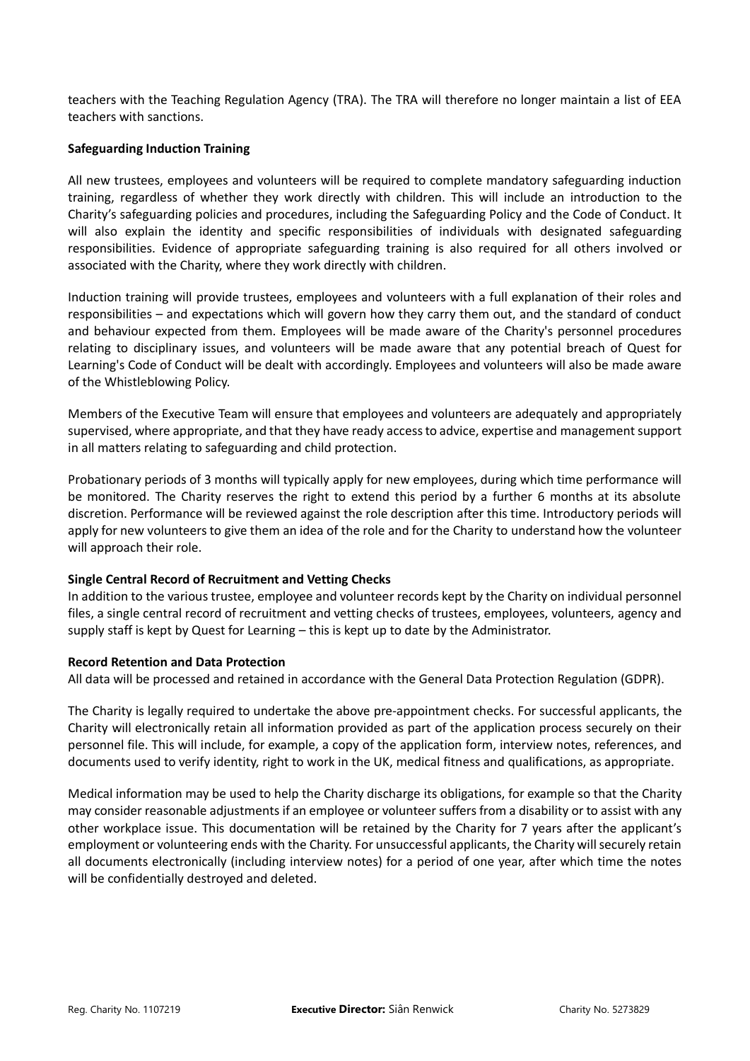teachers with the Teaching Regulation Agency (TRA). The TRA will therefore no longer maintain a list of EEA teachers with sanctions.

**Safeguarding Induction Training**

All new trustees, employees and volunteers will be required to complete mandatory safeguarding induction training, regardless of whether they work directly with children. This will include an introduction to the Charity's safeguarding policies and procedures, including the Safeguarding Policy and the Code of Conduct. It will also explain the identity and specific responsibilities of individuals with designated safeguarding responsibilities. Evidence of appropriate safeguarding training is also required for all others involved or associated with the Charity, where they work directly with children.

Induction training will provide trustees, employees and volunteers with a full explanation of their roles and responsibilities – and expectations which will govern how they carry them out, and the standard of conduct and behaviour expected from them. Employees will be made aware of the Charity's personnel procedures relating to disciplinary issues, and volunteers will be made aware that any potential breach of Quest for Learning's Code of Conduct will be dealt with accordingly. Employees and volunteers will also be made aware of the Whistleblowing Policy.

Members of the Executive Team will ensure that employees and volunteers are adequately and appropriately supervised, where appropriate, and that they have ready access to advice, expertise and management support in all matters relating to safeguarding and child protection.

Probationary periods of 3 months will typically apply for new employees, during which time performance will be monitored. The Charity reserves the right to extend this period by a further 6 months at its absolute discretion. Performance will be reviewed against the role description after this time. Introductory periods will apply for new volunteers to give them an idea of the role and for the Charity to understand how the volunteer will approach their role.

**Single Central Record of Recruitment and Vetting Checks**

In addition to the various trustee, employee and volunteer records kept by the Charity on individual personnel files, a single central record of recruitment and vetting checks of trustees, employees, volunteers, agency and supply staff is kept by Quest for Learning – this is kept up to date by the Administrator.

**Record Retention and Data Protection**

All data will be processed and retained in accordance with the General Data Protection Regulation (GDPR).

The Charity is legally required to undertake the above pre-appointment checks. For successful applicants, the Charity will electronically retain all information provided as part of the application process securely on their personnel file. This will include, for example, a copy of the application form, interview notes, references, and documents used to verify identity, right to work in the UK, medical fitness and qualifications, as appropriate.

Medical information may be used to help the Charity discharge its obligations, for example so that the Charity may consider reasonable adjustments if an employee or volunteer suffers from a disability or to assist with any other workplace issue. This documentation will be retained by the Charity for 7 years after the applicant's employment or volunteering ends with the Charity. For unsuccessful applicants, the Charity will securely retain all documents electronically (including interview notes) for a period of one year, after which time the notes will be confidentially destroyed and deleted.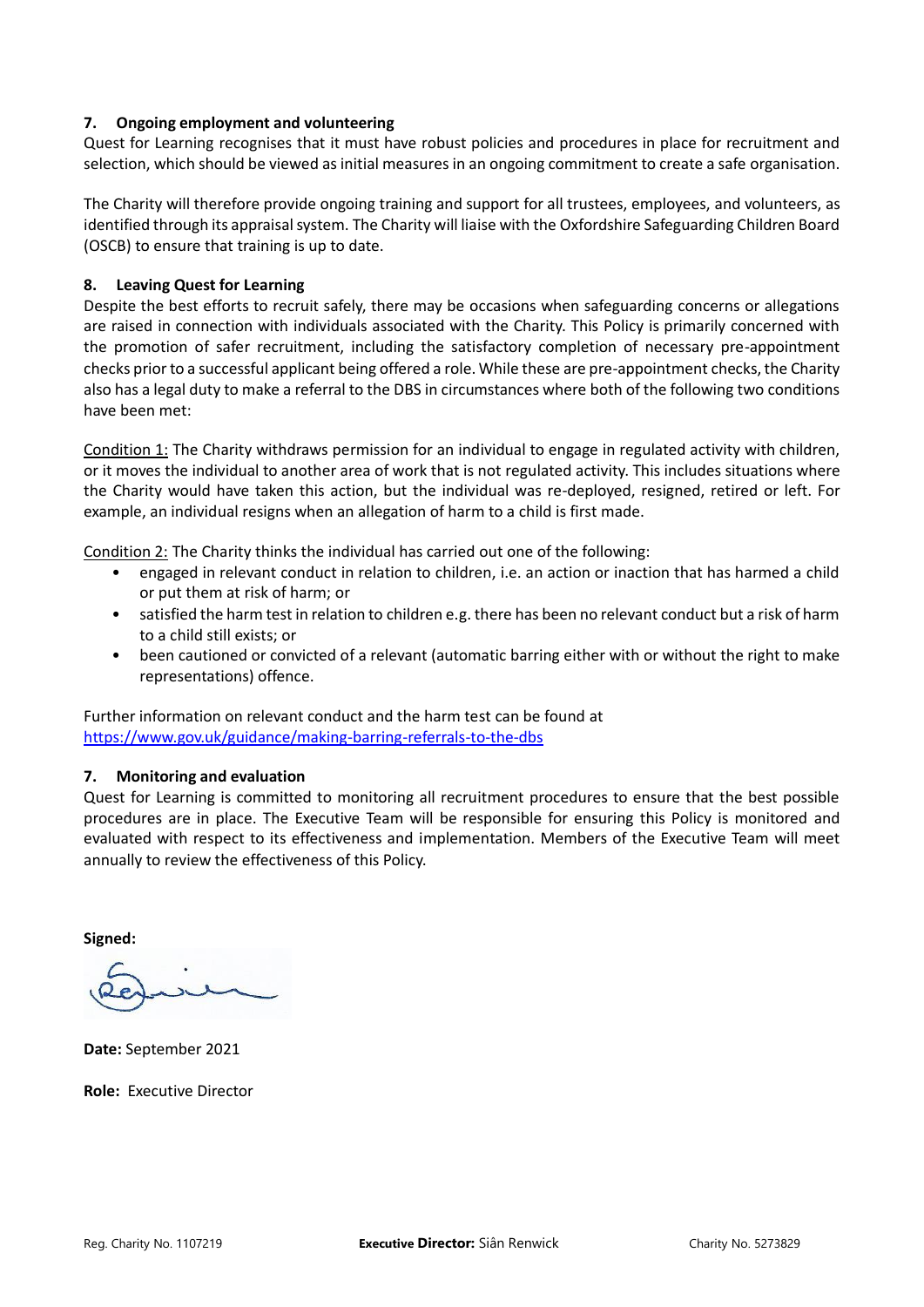## 7. Ongoing employment and volunteering

Quest for Learning recognises that it must have robust policies and procedures in place for recruitment and selection, which should be viewed as initial measures in an ongoing commitment to create a safe organisation.

The Charity will therefore provide ongoing training and support for all trustees, employees, and volunteers, as identified through its appraisal system. The Charity will liaise with the Oxfordshire Safeguarding Children Board (OSCB) to ensure that training is up to date.

## 8. Leaving Quest for Learning

Despite the best efforts to recruit safely, there may be occasions when safeguarding concerns or allegations are raised in connection with individuals associated with the Charity. This Policy is primarily concerned with the promotion of safer recruitment, including the satisfactory completion of necessary pre-appointment checks prior to a successful applicant being offered a role. While these are pre-appointment checks, the Charity also has a legal duty to make a referral to the DBS in circumstances where both of the following two conditions have been met:

Condition 1: The Charity withdraws permission for an individual to engage in regulated activity with children, or it moves the individual to another area of work that is not regulated activity. This includes situations where the Charity would have taken this action, but the individual was re-deployed, resigned, retired or left. For example, an individual resigns when an allegation of harm to a child is first made.

Condition 2: The Charity thinks the individual has carried out one of the following:

- engaged in relevant conduct in relation to children, i.e. an action or inaction that has harmed a child or put them at risk of harm; or
- satisfied the harm test in relation to children e.g. there has been no relevant conduct but a risk of harm to a child still exists; or
- been cautioned or convicted of a relevant (automatic barring either with or without the right to make representations) offence.

Further information on relevant conduct and the harm test can be found at https://www.gov.uk/guidance/making-barring-referrals-to-the-dbs

## 7. Monitoring and evaluation

Quest for Learning is committed to monitoring all recruitment procedures to ensure that the best possible procedures are in place. The Executive Team will be responsible for ensuring this Policy is monitored and evaluated with respect to its effectiveness and implementation. Members of the Executive Team will meet annually to review the effectiveness of this Policy.

**Signed:**

**Date:** September 2021

**Role:** Executive Director

Reg. Charity No. 1107219 **Executive Director:** Siân Renwick Charity No. 5273829